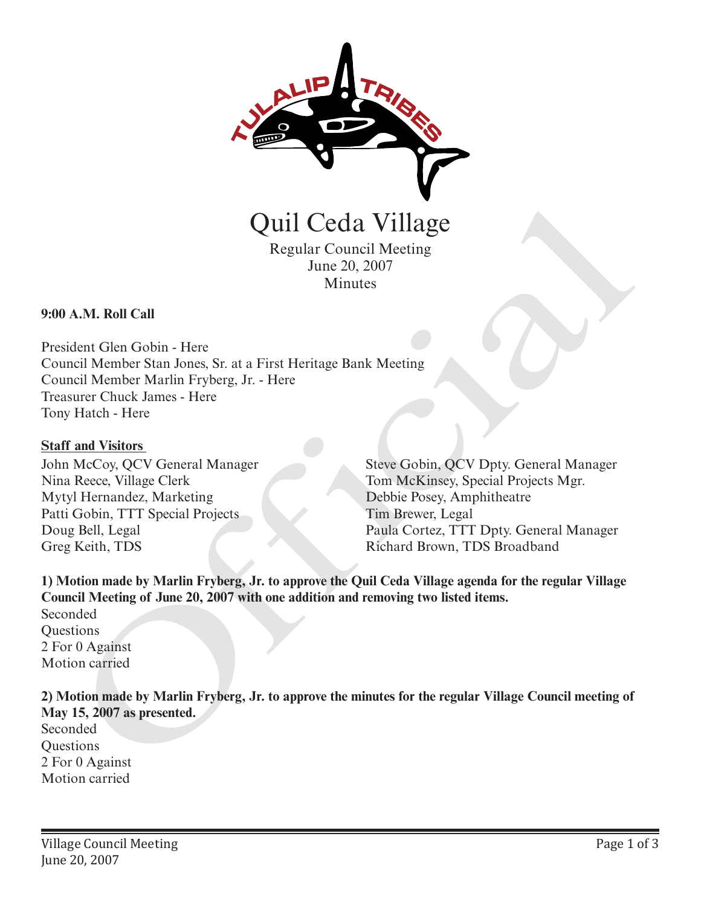# Quil Ceda Village

Regular Council Meeting
June 20, 2007
Minutes

**9:00 A.M. Roll Call**

President Glen Gobin - Here
Council Member Stan Jones, Sr. at a First Heritage Bank Meeting
Council Member Marlin Fryberg, Jr. - Here
Treasurer Chuck James - Here
Tony Hatch - Here

**Staff and Visitors**

John McCoy, QCV General Manager
Nina Reece, Village Clerk
Mytyl Hernandez, Marketing
Patti Gobin, TTT Special Projects
Doug Bell, Legal
Greg Keith, TDS
Steve Gobin, QCV Dpty. General Manager
Tom McKinsey, Special Projects Mgr.
Debbie Posey, Amphitheatre
Tim Brewer, Legal
Paula Cortez, TTT Dpty. General Manager
Richard Brown, TDS Broadband

**1) Motion made by Marlin Fryberg, Jr. to approve the Quil Ceda Village agenda for the regular Village Council Meeting of June 20, 2007 with one addition and removing two listed items.**
Seconded
Questions
2 For 0 Against
Motion carried

**2) Motion made by Marlin Fryberg, Jr. to approve the minutes for the regular Village Council meeting of May 15, 2007 as presented.**
Seconded
Questions
2 For 0 Against
Motion carried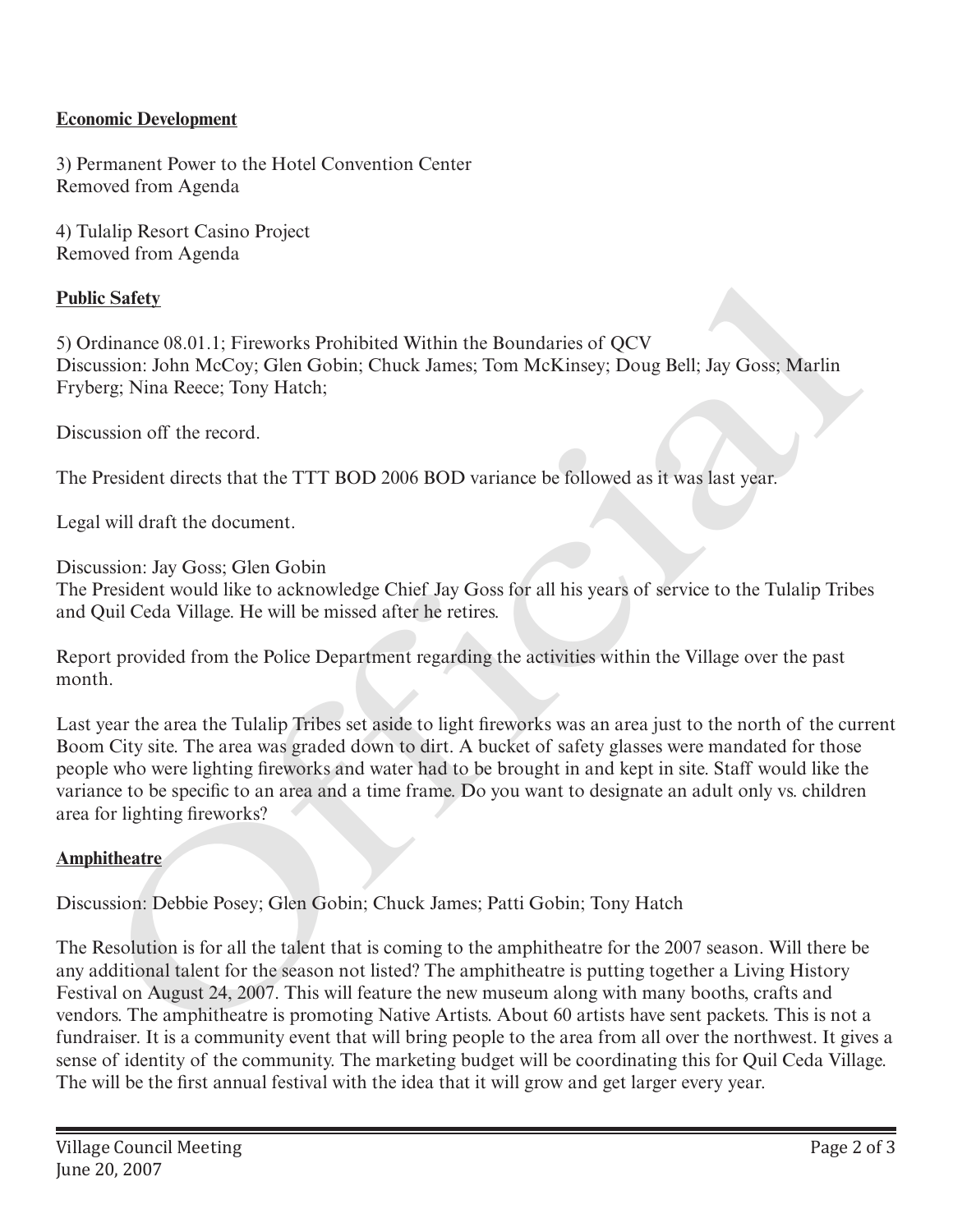**Economic Development**

3) Permanent Power to the Hotel Convention Center
Removed from Agenda

4) Tulalip Resort Casino Project
Removed from Agenda

**Public Safety**

5) Ordinance 08.01.1; Fireworks Prohibited Within the Boundaries of QCV
Discussion: John McCoy; Glen Gobin; Chuck James; Tom McKinsey; Doug Bell; Jay Goss; Marlin Fryberg; Nina Reece; Tony Hatch;

Discussion off the record.

The President directs that the TTT BOD 2006 BOD variance be followed as it was last year.

Legal will draft the document.

Discussion: Jay Goss; Glen Gobin
The President would like to acknowledge Chief Jay Goss for all his years of service to the Tulalip Tribes and Quil Ceda Village. He will be missed after he retires.

Report provided from the Police Department regarding the activities within the Village over the past month.

Last year the area the Tulalip Tribes set aside to light fireworks was an area just to the north of the current Boom City site. The area was graded down to dirt. A bucket of safety glasses were mandated for those people who were lighting fireworks and water had to be brought in and kept in site. Staff would like the variance to be specific to an area and a time frame. Do you want to designate an adult only vs. children area for lighting fireworks?

**Amphitheatre**

Discussion: Debbie Posey; Glen Gobin; Chuck James; Patti Gobin; Tony Hatch

The Resolution is for all the talent that is coming to the amphitheatre for the 2007 season. Will there be any additional talent for the season not listed? The amphitheatre is putting together a Living History Festival on August 24, 2007. This will feature the new museum along with many booths, crafts and vendors. The amphitheatre is promoting Native Artists. About 60 artists have sent packets. This is not a fundraiser. It is a community event that will bring people to the area from all over the northwest. It gives a sense of identity of the community. The marketing budget will be coordinating this for Quil Ceda Village. The will be the first annual festival with the idea that it will grow and get larger every year.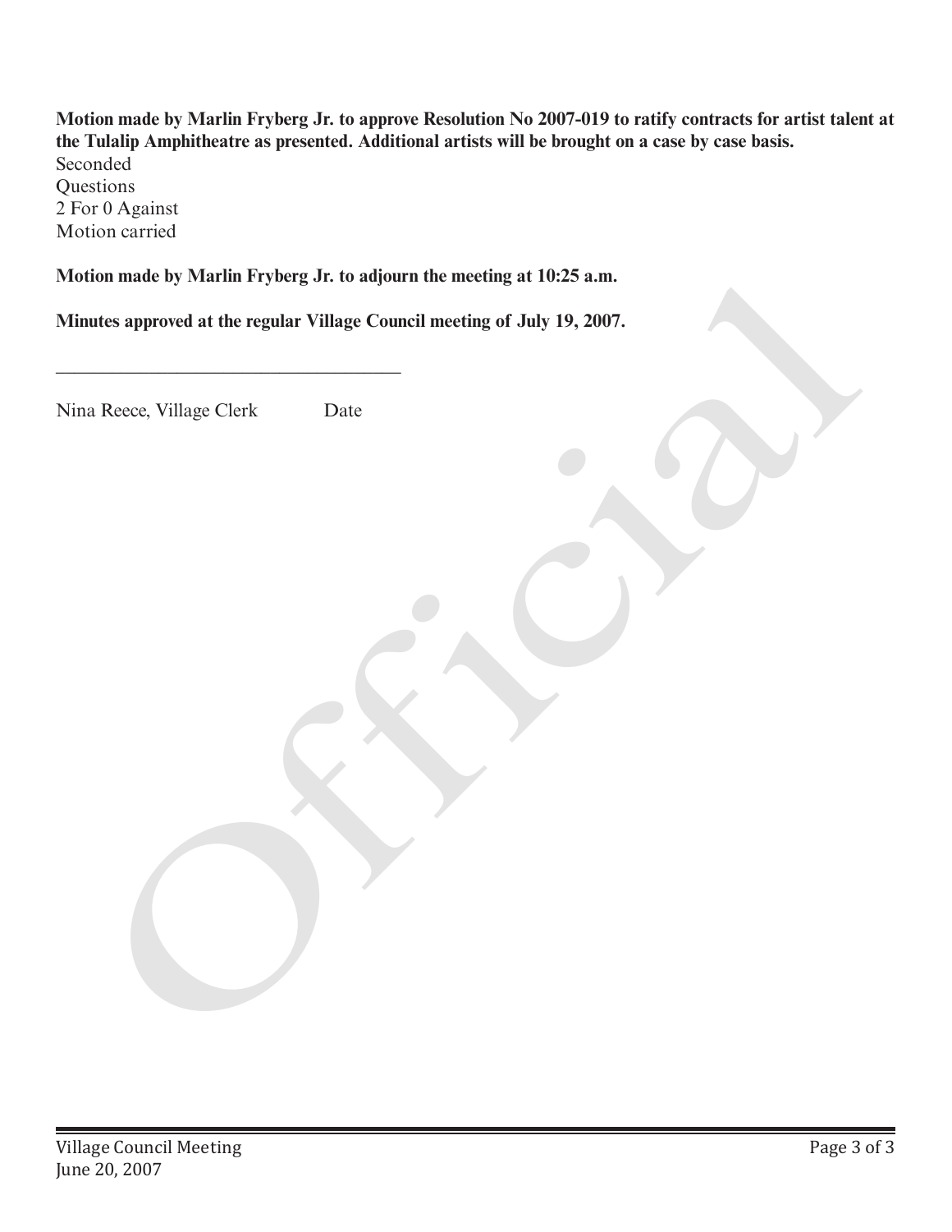**Motion made by Marlin Fryberg Jr. to approve Resolution No 2007-019 to ratify contracts for artist talent at the Tulalip Amphitheatre as presented. Additional artists will be brought on a case by case basis.**
Seconded
Questions
2 For 0 Against
Motion carried

**Motion made by Marlin Fryberg Jr. to adjourn the meeting at 10:25 a.m.**

**Minutes approved at the regular Village Council meeting of July 19, 2007.**

_____________________________________

Nina Reece, Village Clerk Date